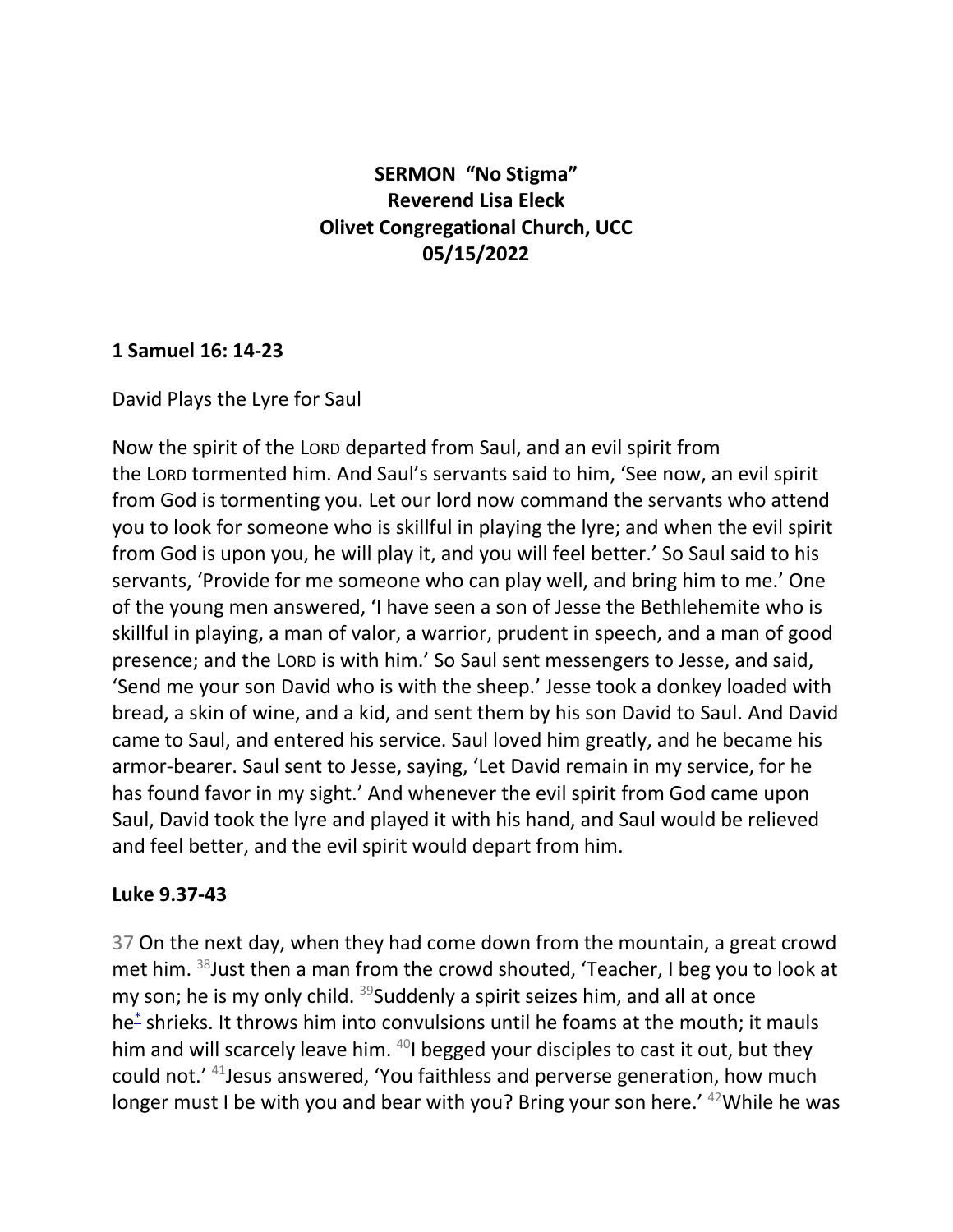**SERMON “No Stigma”**
**Reverend Lisa Eleck**
**Olivet Congregational Church, UCC**
**05/15/2022**

**1 Samuel 16: 14-23**

David Plays the Lyre for Saul

Now the spirit of the LORD departed from Saul, and an evil spirit from the LORD tormented him. And Saul’s servants said to him, ‘See now, an evil spirit from God is tormenting you. Let our lord now command the servants who attend you to look for someone who is skillful in playing the lyre; and when the evil spirit from God is upon you, he will play it, and you will feel better.’ So Saul said to his servants, ‘Provide for me someone who can play well, and bring him to me.’ One of the young men answered, ‘I have seen a son of Jesse the Bethlehemite who is skillful in playing, a man of valor, a warrior, prudent in speech, and a man of good presence; and the LORD is with him.’ So Saul sent messengers to Jesse, and said, ‘Send me your son David who is with the sheep.’ Jesse took a donkey loaded with bread, a skin of wine, and a kid, and sent them by his son David to Saul. And David came to Saul, and entered his service. Saul loved him greatly, and he became his armor-bearer. Saul sent to Jesse, saying, ‘Let David remain in my service, for he has found favor in my sight.’ And whenever the evil spirit from God came upon Saul, David took the lyre and played it with his hand, and Saul would be relieved and feel better, and the evil spirit would depart from him.

**Luke 9.37-43**

37 On the next day, when they had come down from the mountain, a great crowd met him. 38 Just then a man from the crowd shouted, ‘Teacher, I beg you to look at my son; he is my only child. 39 Suddenly a spirit seizes him, and all at once he* shrieks. It throws him into convulsions until he foams at the mouth; it mauls him and will scarcely leave him. 40 I begged your disciples to cast it out, but they could not.’ 41 Jesus answered, ‘You faithless and perverse generation, how much longer must I be with you and bear with you? Bring your son here.’ 42 While he was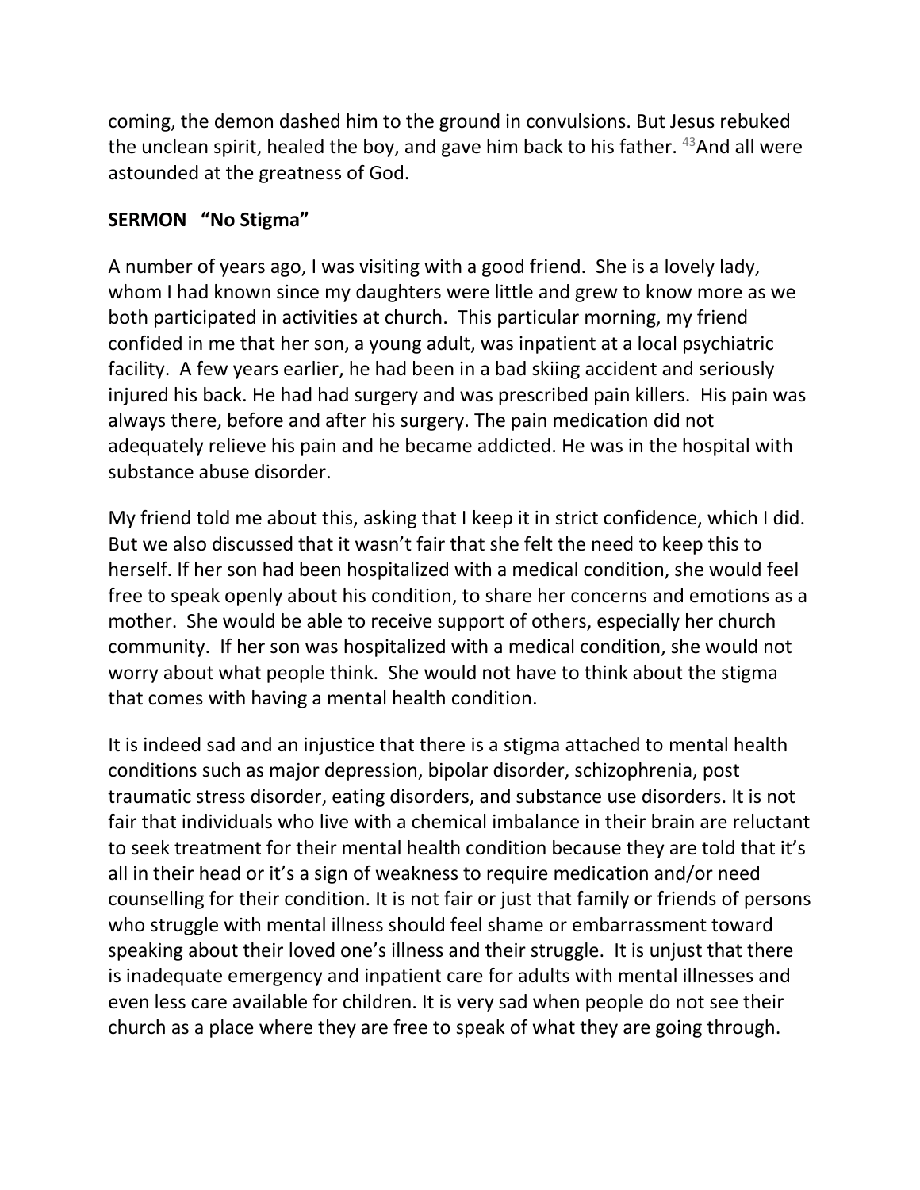coming, the demon dashed him to the ground in convulsions. But Jesus rebuked the unclean spirit, healed the boy, and gave him back to his father. [43]And all were astounded at the greatness of God.

**SERMON "No Stigma"**

A number of years ago, I was visiting with a good friend. She is a lovely lady, whom I had known since my daughters were little and grew to know more as we both participated in activities at church. This particular morning, my friend confided in me that her son, a young adult, was inpatient at a local psychiatric facility. A few years earlier, he had been in a bad skiing accident and seriously injured his back. He had had surgery and was prescribed pain killers. His pain was always there, before and after his surgery. The pain medication did not adequately relieve his pain and he became addicted. He was in the hospital with substance abuse disorder.

My friend told me about this, asking that I keep it in strict confidence, which I did. But we also discussed that it wasn't fair that she felt the need to keep this to herself. If her son had been hospitalized with a medical condition, she would feel free to speak openly about his condition, to share her concerns and emotions as a mother. She would be able to receive support of others, especially her church community. If her son was hospitalized with a medical condition, she would not worry about what people think. She would not have to think about the stigma that comes with having a mental health condition.

It is indeed sad and an injustice that there is a stigma attached to mental health conditions such as major depression, bipolar disorder, schizophrenia, post traumatic stress disorder, eating disorders, and substance use disorders. It is not fair that individuals who live with a chemical imbalance in their brain are reluctant to seek treatment for their mental health condition because they are told that it's all in their head or it's a sign of weakness to require medication and/or need counselling for their condition. It is not fair or just that family or friends of persons who struggle with mental illness should feel shame or embarrassment toward speaking about their loved one's illness and their struggle. It is unjust that there is inadequate emergency and inpatient care for adults with mental illnesses and even less care available for children. It is very sad when people do not see their church as a place where they are free to speak of what they are going through.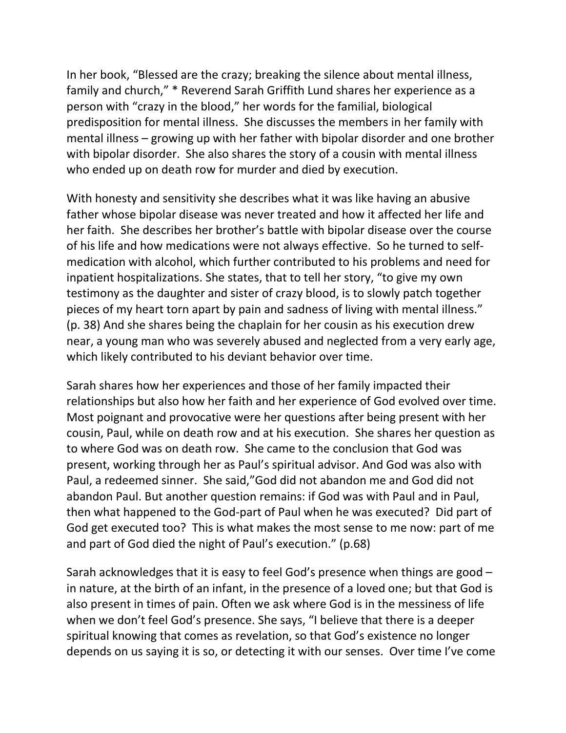In her book, "Blessed are the crazy; breaking the silence about mental illness, family and church," * Reverend Sarah Griffith Lund shares her experience as a person with "crazy in the blood," her words for the familial, biological predisposition for mental illness. She discusses the members in her family with mental illness – growing up with her father with bipolar disorder and one brother with bipolar disorder. She also shares the story of a cousin with mental illness who ended up on death row for murder and died by execution.

With honesty and sensitivity she describes what it was like having an abusive father whose bipolar disease was never treated and how it affected her life and her faith. She describes her brother's battle with bipolar disease over the course of his life and how medications were not always effective. So he turned to self-medication with alcohol, which further contributed to his problems and need for inpatient hospitalizations. She states, that to tell her story, "to give my own testimony as the daughter and sister of crazy blood, is to slowly patch together pieces of my heart torn apart by pain and sadness of living with mental illness." (p. 38) And she shares being the chaplain for her cousin as his execution drew near, a young man who was severely abused and neglected from a very early age, which likely contributed to his deviant behavior over time.

Sarah shares how her experiences and those of her family impacted their relationships but also how her faith and her experience of God evolved over time. Most poignant and provocative were her questions after being present with her cousin, Paul, while on death row and at his execution. She shares her question as to where God was on death row. She came to the conclusion that God was present, working through her as Paul's spiritual advisor. And God was also with Paul, a redeemed sinner. She said,"God did not abandon me and God did not abandon Paul. But another question remains: if God was with Paul and in Paul, then what happened to the God-part of Paul when he was executed? Did part of God get executed too? This is what makes the most sense to me now: part of me and part of God died the night of Paul's execution." (p.68)

Sarah acknowledges that it is easy to feel God's presence when things are good – in nature, at the birth of an infant, in the presence of a loved one; but that God is also present in times of pain. Often we ask where God is in the messiness of life when we don't feel God's presence. She says, "I believe that there is a deeper spiritual knowing that comes as revelation, so that God's existence no longer depends on us saying it is so, or detecting it with our senses. Over time I've come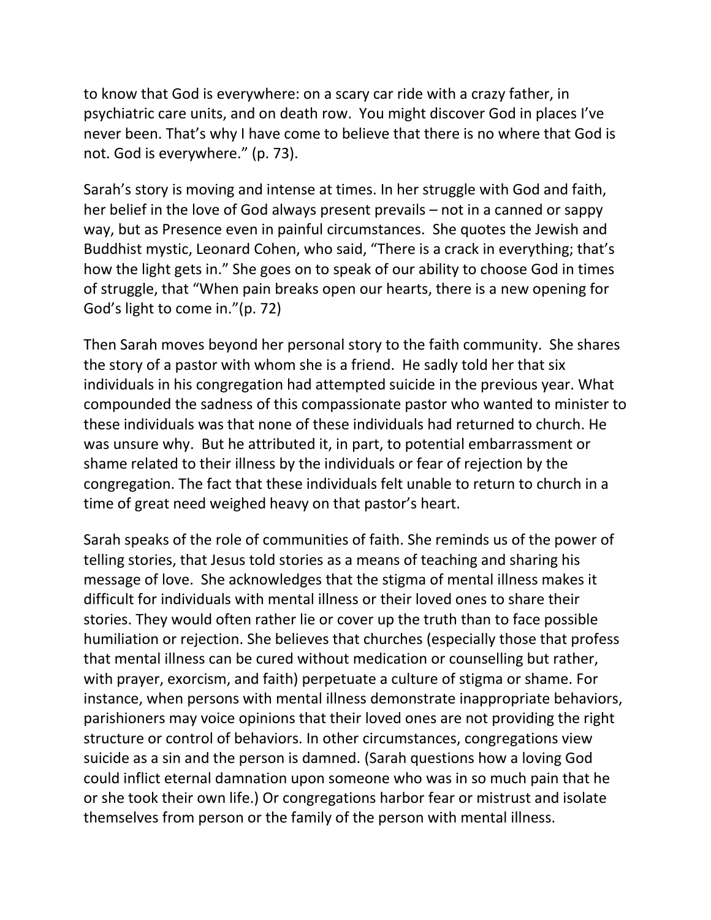to know that God is everywhere: on a scary car ride with a crazy father, in psychiatric care units, and on death row. You might discover God in places I've never been. That's why I have come to believe that there is no where that God is not. God is everywhere." (p. 73).

Sarah's story is moving and intense at times. In her struggle with God and faith, her belief in the love of God always present prevails – not in a canned or sappy way, but as Presence even in painful circumstances. She quotes the Jewish and Buddhist mystic, Leonard Cohen, who said, "There is a crack in everything; that's how the light gets in." She goes on to speak of our ability to choose God in times of struggle, that "When pain breaks open our hearts, there is a new opening for God's light to come in."(p. 72)

Then Sarah moves beyond her personal story to the faith community. She shares the story of a pastor with whom she is a friend. He sadly told her that six individuals in his congregation had attempted suicide in the previous year. What compounded the sadness of this compassionate pastor who wanted to minister to these individuals was that none of these individuals had returned to church. He was unsure why. But he attributed it, in part, to potential embarrassment or shame related to their illness by the individuals or fear of rejection by the congregation. The fact that these individuals felt unable to return to church in a time of great need weighed heavy on that pastor's heart.

Sarah speaks of the role of communities of faith. She reminds us of the power of telling stories, that Jesus told stories as a means of teaching and sharing his message of love. She acknowledges that the stigma of mental illness makes it difficult for individuals with mental illness or their loved ones to share their stories. They would often rather lie or cover up the truth than to face possible humiliation or rejection. She believes that churches (especially those that profess that mental illness can be cured without medication or counselling but rather, with prayer, exorcism, and faith) perpetuate a culture of stigma or shame. For instance, when persons with mental illness demonstrate inappropriate behaviors, parishioners may voice opinions that their loved ones are not providing the right structure or control of behaviors. In other circumstances, congregations view suicide as a sin and the person is damned. (Sarah questions how a loving God could inflict eternal damnation upon someone who was in so much pain that he or she took their own life.) Or congregations harbor fear or mistrust and isolate themselves from person or the family of the person with mental illness.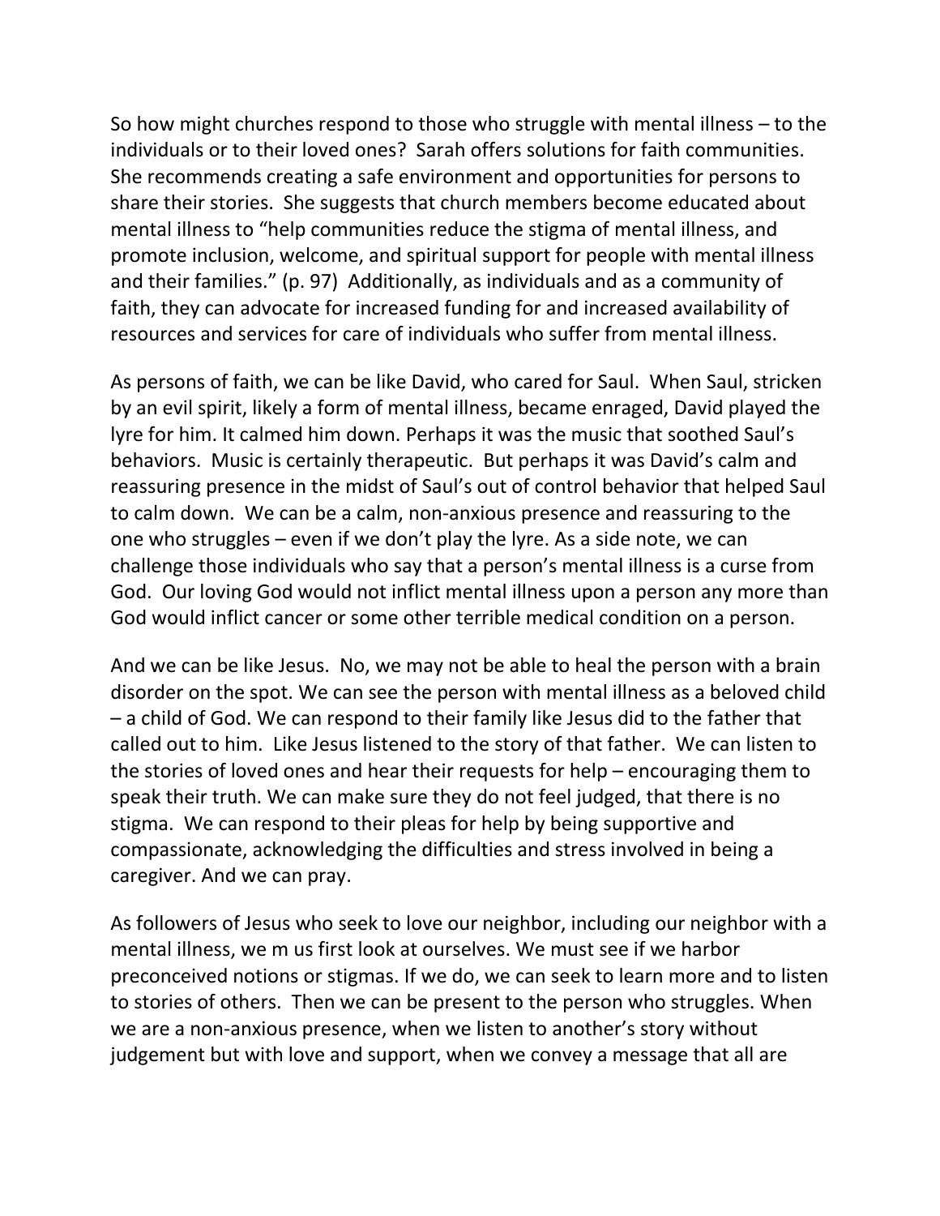So how might churches respond to those who struggle with mental illness – to the individuals or to their loved ones? Sarah offers solutions for faith communities. She recommends creating a safe environment and opportunities for persons to share their stories. She suggests that church members become educated about mental illness to "help communities reduce the stigma of mental illness, and promote inclusion, welcome, and spiritual support for people with mental illness and their families." (p. 97) Additionally, as individuals and as a community of faith, they can advocate for increased funding for and increased availability of resources and services for care of individuals who suffer from mental illness.

As persons of faith, we can be like David, who cared for Saul. When Saul, stricken by an evil spirit, likely a form of mental illness, became enraged, David played the lyre for him. It calmed him down. Perhaps it was the music that soothed Saul's behaviors. Music is certainly therapeutic. But perhaps it was David's calm and reassuring presence in the midst of Saul's out of control behavior that helped Saul to calm down. We can be a calm, non-anxious presence and reassuring to the one who struggles – even if we don't play the lyre. As a side note, we can challenge those individuals who say that a person's mental illness is a curse from God. Our loving God would not inflict mental illness upon a person any more than God would inflict cancer or some other terrible medical condition on a person.

And we can be like Jesus. No, we may not be able to heal the person with a brain disorder on the spot. We can see the person with mental illness as a beloved child – a child of God. We can respond to their family like Jesus did to the father that called out to him. Like Jesus listened to the story of that father. We can listen to the stories of loved ones and hear their requests for help – encouraging them to speak their truth. We can make sure they do not feel judged, that there is no stigma. We can respond to their pleas for help by being supportive and compassionate, acknowledging the difficulties and stress involved in being a caregiver. And we can pray.

As followers of Jesus who seek to love our neighbor, including our neighbor with a mental illness, we m us first look at ourselves. We must see if we harbor preconceived notions or stigmas. If we do, we can seek to learn more and to listen to stories of others. Then we can be present to the person who struggles. When we are a non-anxious presence, when we listen to another's story without judgement but with love and support, when we convey a message that all are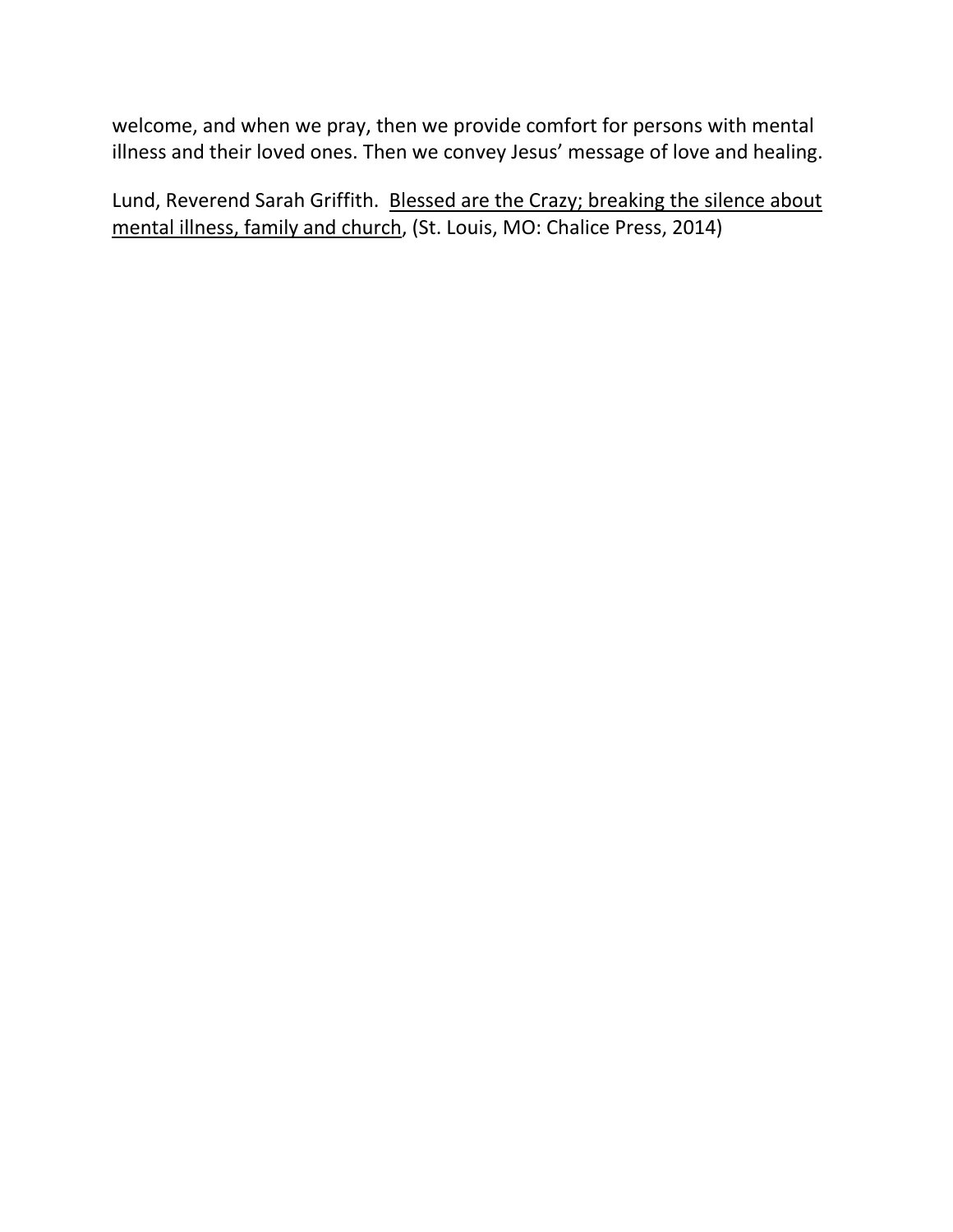welcome, and when we pray, then we provide comfort for persons with mental illness and their loved ones. Then we convey Jesus' message of love and healing.

Lund, Reverend Sarah Griffith. <u>Blessed are the Crazy; breaking the silence about mental illness, family and church</u>, (St. Louis, MO: Chalice Press, 2014)